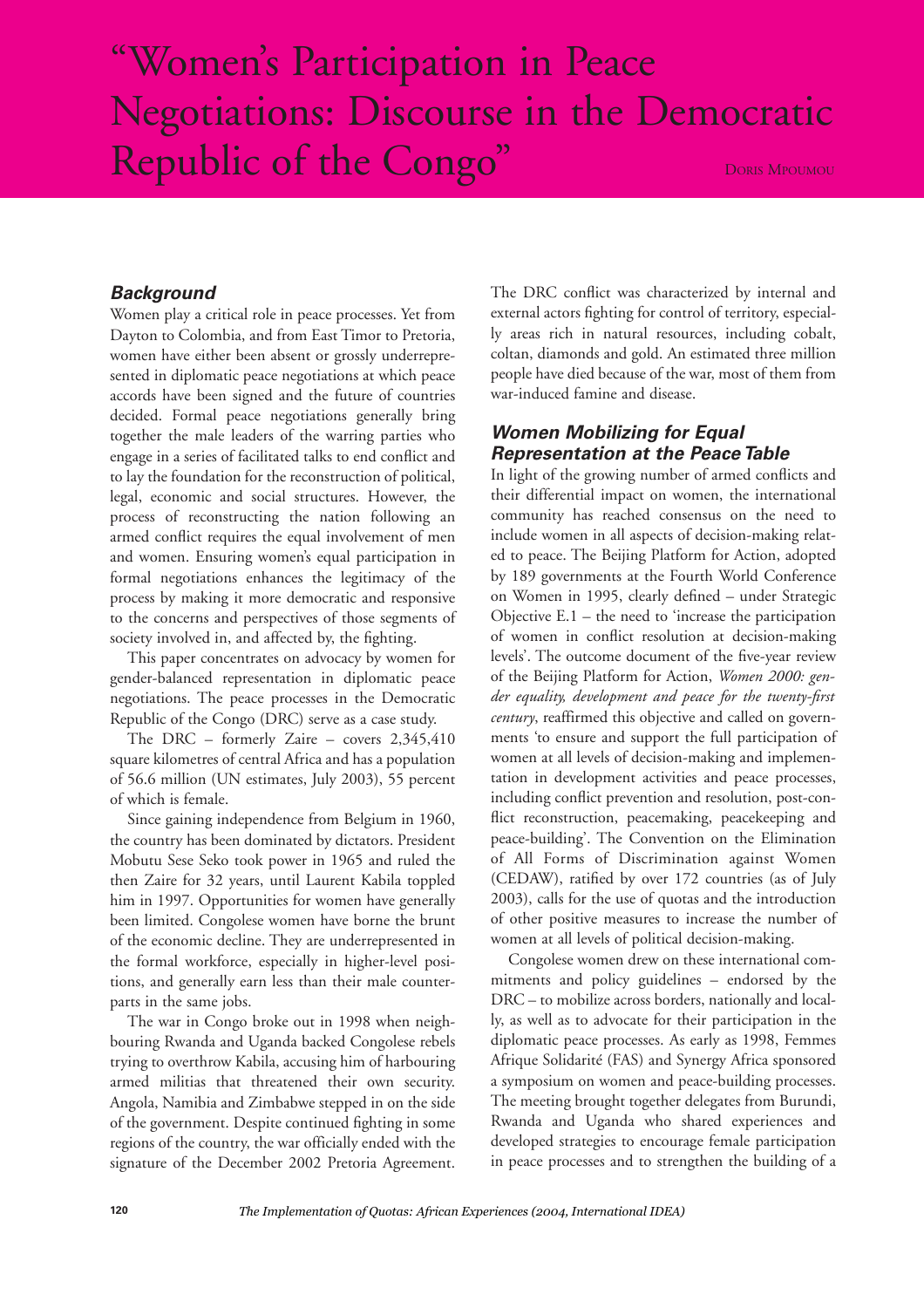# "Women's Participation in Peace Negotiations: Discourse in the Democratic Republic of the Congo"

Doris Mpoumou

## *Background*

Women play a critical role in peace processes. Yet from Dayton to Colombia, and from East Timor to Pretoria, women have either been absent or grossly underrepresented in diplomatic peace negotiations at which peace accords have been signed and the future of countries decided. Formal peace negotiations generally bring together the male leaders of the warring parties who engage in a series of facilitated talks to end conflict and to lay the foundation for the reconstruction of political, legal, economic and social structures. However, the process of reconstructing the nation following an armed conflict requires the equal involvement of men and women. Ensuring women's equal participation in formal negotiations enhances the legitimacy of the process by making it more democratic and responsive to the concerns and perspectives of those segments of society involved in, and affected by, the fighting.

This paper concentrates on advocacy by women for gender-balanced representation in diplomatic peace negotiations. The peace processes in the Democratic Republic of the Congo (DRC) serve as a case study.

The DRC – formerly Zaire – covers 2,345,410 square kilometres of central Africa and has a population of 56.6 million (UN estimates, July 2003), 55 percent of which is female.

Since gaining independence from Belgium in 1960, the country has been dominated by dictators. President Mobutu Sese Seko took power in 1965 and ruled the then Zaire for 32 years, until Laurent Kabila toppled him in 1997. Opportunities for women have generally been limited. Congolese women have borne the brunt of the economic decline. They are underrepresented in the formal workforce, especially in higher-level positions, and generally earn less than their male counterparts in the same jobs.

The war in Congo broke out in 1998 when neighbouring Rwanda and Uganda backed Congolese rebels trying to overthrow Kabila, accusing him of harbouring armed militias that threatened their own security. Angola, Namibia and Zimbabwe stepped in on the side of the government. Despite continued fighting in some regions of the country, the war officially ended with the signature of the December 2002 Pretoria Agreement. The DRC conflict was characterized by internal and external actors fighting for control of territory, especially areas rich in natural resources, including cobalt, coltan, diamonds and gold. An estimated three million people have died because of the war, most of them from war-induced famine and disease.

## *Women Mobilizing for Equal Representation at the Peace Table*

In light of the growing number of armed conflicts and their differential impact on women, the international community has reached consensus on the need to include women in all aspects of decision-making related to peace. The Beijing Platform for Action, adopted by 189 governments at the Fourth World Conference on Women in 1995, clearly defined – under Strategic Objective E.1 – the need to 'increase the participation of women in conflict resolution at decision-making levels'. The outcome document of the five-year review of the Beijing Platform for Action, *Women 2000: gender equality, development and peace for the twenty-first century*, reaffirmed this objective and called on governments 'to ensure and support the full participation of women at all levels of decision-making and implementation in development activities and peace processes, including conflict prevention and resolution, post-conflict reconstruction, peacemaking, peacekeeping and peace-building'. The Convention on the Elimination of All Forms of Discrimination against Women (CEDAW), ratified by over 172 countries (as of July 2003), calls for the use of quotas and the introduction of other positive measures to increase the number of women at all levels of political decision-making.

Congolese women drew on these international commitments and policy guidelines – endorsed by the DRC – to mobilize across borders, nationally and locally, as well as to advocate for their participation in the diplomatic peace processes. As early as 1998, Femmes Afrique Solidarité (FAS) and Synergy Africa sponsored a symposium on women and peace-building processes. The meeting brought together delegates from Burundi, Rwanda and Uganda who shared experiences and developed strategies to encourage female participation in peace processes and to strengthen the building of a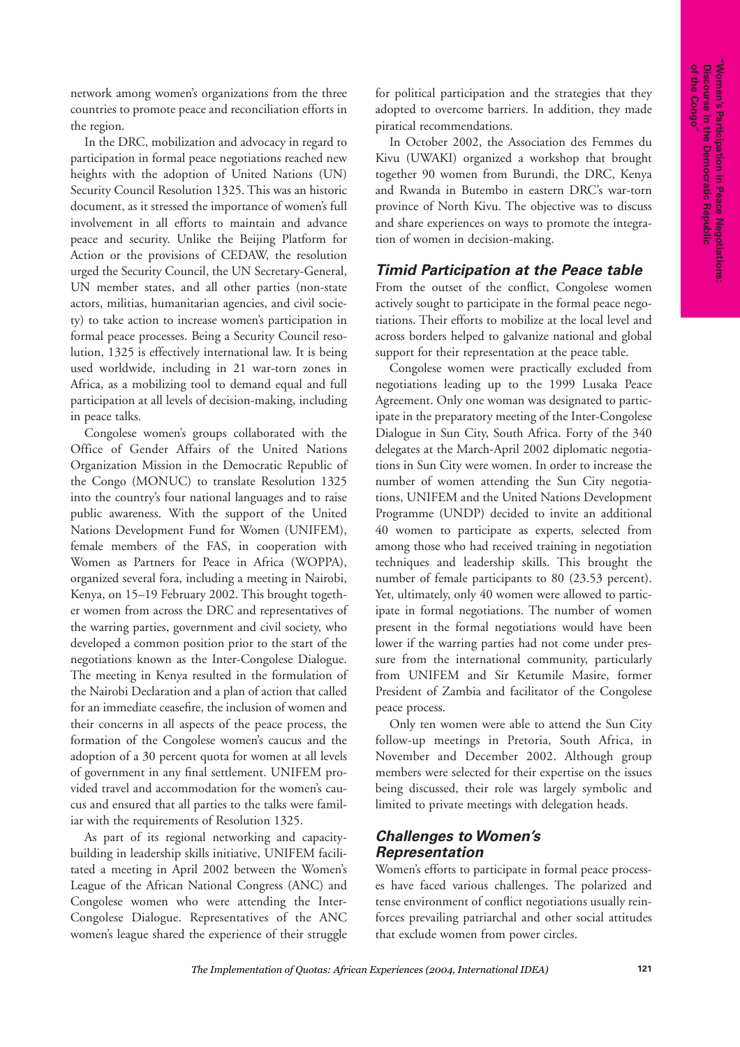network among women's organizations from the three countries to promote peace and reconciliation efforts in the region.

In the DRC, mobilization and advocacy in regard to participation in formal peace negotiations reached new heights with the adoption of United Nations (UN) Security Council Resolution 1325. This was an historic document, as it stressed the importance of women's full involvement in all efforts to maintain and advance peace and security. Unlike the Beijing Platform for Action or the provisions of CEDAW, the resolution urged the Security Council, the UN Secretary-General, UN member states, and all other parties (non-state actors, militias, humanitarian agencies, and civil society) to take action to increase women's participation in formal peace processes. Being a Security Council resolution, 1325 is effectively international law. It is being used worldwide, including in 21 war-torn zones in Africa, as a mobilizing tool to demand equal and full participation at all levels of decision-making, including in peace talks.

Congolese women's groups collaborated with the Office of Gender Affairs of the United Nations Organization Mission in the Democratic Republic of the Congo (MONUC) to translate Resolution 1325 into the country's four national languages and to raise public awareness. With the support of the United Nations Development Fund for Women (UNIFEM), female members of the FAS, in cooperation with Women as Partners for Peace in Africa (WOPPA), organized several fora, including a meeting in Nairobi, Kenya, on 15–19 February 2002. This brought together women from across the DRC and representatives of the warring parties, government and civil society, who developed a common position prior to the start of the negotiations known as the Inter-Congolese Dialogue. The meeting in Kenya resulted in the formulation of the Nairobi Declaration and a plan of action that called for an immediate ceasefire, the inclusion of women and their concerns in all aspects of the peace process, the formation of the Congolese women's caucus and the adoption of a 30 percent quota for women at all levels of government in any final settlement. UNIFEM provided travel and accommodation for the women's caucus and ensured that all parties to the talks were familiar with the requirements of Resolution 1325.

As part of its regional networking and capacity-building in leadership skills initiative, UNIFEM facilitated a meeting in April 2002 between the Women's League of the African National Congress (ANC) and Congolese women who were attending the Inter-Congolese Dialogue. Representatives of the ANC women's league shared the experience of their struggle for political participation and the strategies that they adopted to overcome barriers. In addition, they made piratical recommendations.

In October 2002, the Association des Femmes du Kivu (UWAKI) organized a workshop that brought together 90 women from Burundi, the DRC, Kenya and Rwanda in Butembo in eastern DRC's war-torn province of North Kivu. The objective was to discuss and share experiences on ways to promote the integration of women in decision-making.

### *Timid Participation at the Peace table*

From the outset of the conflict, Congolese women actively sought to participate in the formal peace negotiations. Their efforts to mobilize at the local level and across borders helped to galvanize national and global support for their representation at the peace table.

Congolese women were practically excluded from negotiations leading up to the 1999 Lusaka Peace Agreement. Only one woman was designated to participate in the preparatory meeting of the Inter-Congolese Dialogue in Sun City, South Africa. Forty of the 340 delegates at the March-April 2002 diplomatic negotiations in Sun City were women. In order to increase the number of women attending the Sun City negotiations, UNIFEM and the United Nations Development Programme (UNDP) decided to invite an additional 40 women to participate as experts, selected from among those who had received training in negotiation techniques and leadership skills. This brought the number of female participants to 80 (23.53 percent). Yet, ultimately, only 40 women were allowed to participate in formal negotiations. The number of women present in the formal negotiations would have been lower if the warring parties had not come under pressure from the international community, particularly from UNIFEM and Sir Ketumile Masire, former President of Zambia and facilitator of the Congolese peace process.

Only ten women were able to attend the Sun City follow-up meetings in Pretoria, South Africa, in November and December 2002. Although group members were selected for their expertise on the issues being discussed, their role was largely symbolic and limited to private meetings with delegation heads.

### *Challenges to Women's Representation*

Women's efforts to participate in formal peace processes have faced various challenges. The polarized and tense environment of conflict negotiations usually reinforces prevailing patriarchal and other social attitudes that exclude women from power circles.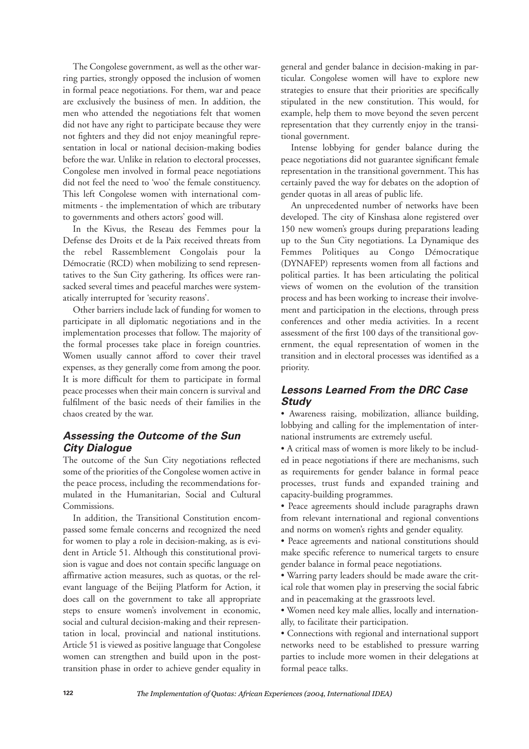The Congolese government, as well as the other warring parties, strongly opposed the inclusion of women in formal peace negotiations. For them, war and peace are exclusively the business of men. In addition, the men who attended the negotiations felt that women did not have any right to participate because they were not fighters and they did not enjoy meaningful representation in local or national decision-making bodies before the war. Unlike in relation to electoral processes, Congolese men involved in formal peace negotiations did not feel the need to 'woo' the female constituency. This left Congolese women with international commitments - the implementation of which are tributary to governments and others actors' good will.

In the Kivus, the Reseau des Femmes pour la Defense des Droits et de la Paix received threats from the rebel Rassemblement Congolais pour la Démocratie (RCD) when mobilizing to send representatives to the Sun City gathering. Its offices were ransacked several times and peaceful marches were systematically interrupted for 'security reasons'.

Other barriers include lack of funding for women to participate in all diplomatic negotiations and in the implementation processes that follow. The majority of the formal processes take place in foreign countries. Women usually cannot afford to cover their travel expenses, as they generally come from among the poor. It is more difficult for them to participate in formal peace processes when their main concern is survival and fulfilment of the basic needs of their families in the chaos created by the war.

## *Assessing the Outcome of the Sun City Dialogue*

The outcome of the Sun City negotiations reflected some of the priorities of the Congolese women active in the peace process, including the recommendations formulated in the Humanitarian, Social and Cultural Commissions.

In addition, the Transitional Constitution encompassed some female concerns and recognized the need for women to play a role in decision-making, as is evident in Article 51. Although this constitutional provision is vague and does not contain specific language on affirmative action measures, such as quotas, or the relevant language of the Beijing Platform for Action, it does call on the government to take all appropriate steps to ensure women's involvement in economic, social and cultural decision-making and their representation in local, provincial and national institutions. Article 51 is viewed as positive language that Congolese women can strengthen and build upon in the post-transition phase in order to achieve gender equality in general and gender balance in decision-making in particular. Congolese women will have to explore new strategies to ensure that their priorities are specifically stipulated in the new constitution. This would, for example, help them to move beyond the seven percent representation that they currently enjoy in the transitional government.

Intense lobbying for gender balance during the peace negotiations did not guarantee significant female representation in the transitional government. This has certainly paved the way for debates on the adoption of gender quotas in all areas of public life.

An unprecedented number of networks have been developed. The city of Kinshasa alone registered over 150 new women's groups during preparations leading up to the Sun City negotiations. La Dynamique des Femmes Politiques au Congo Démocratique (DYNAFEP) represents women from all factions and political parties. It has been articulating the political views of women on the evolution of the transition process and has been working to increase their involvement and participation in the elections, through press conferences and other media activities. In a recent assessment of the first 100 days of the transitional government, the equal representation of women in the transition and in electoral processes was identified as a priority.

## *Lessons Learned From the DRC Case Study*

- Awareness raising, mobilization, alliance building, lobbying and calling for the implementation of international instruments are extremely useful.
- A critical mass of women is more likely to be included in peace negotiations if there are mechanisms, such as requirements for gender balance in formal peace processes, trust funds and expanded training and capacity-building programmes.
- Peace agreements should include paragraphs drawn from relevant international and regional conventions and norms on women's rights and gender equality.
- Peace agreements and national constitutions should make specific reference to numerical targets to ensure gender balance in formal peace negotiations.
- Warring party leaders should be made aware the critical role that women play in preserving the social fabric and in peacemaking at the grassroots level.
- Women need key male allies, locally and internationally, to facilitate their participation.
- Connections with regional and international support networks need to be established to pressure warring parties to include more women in their delegations at formal peace talks.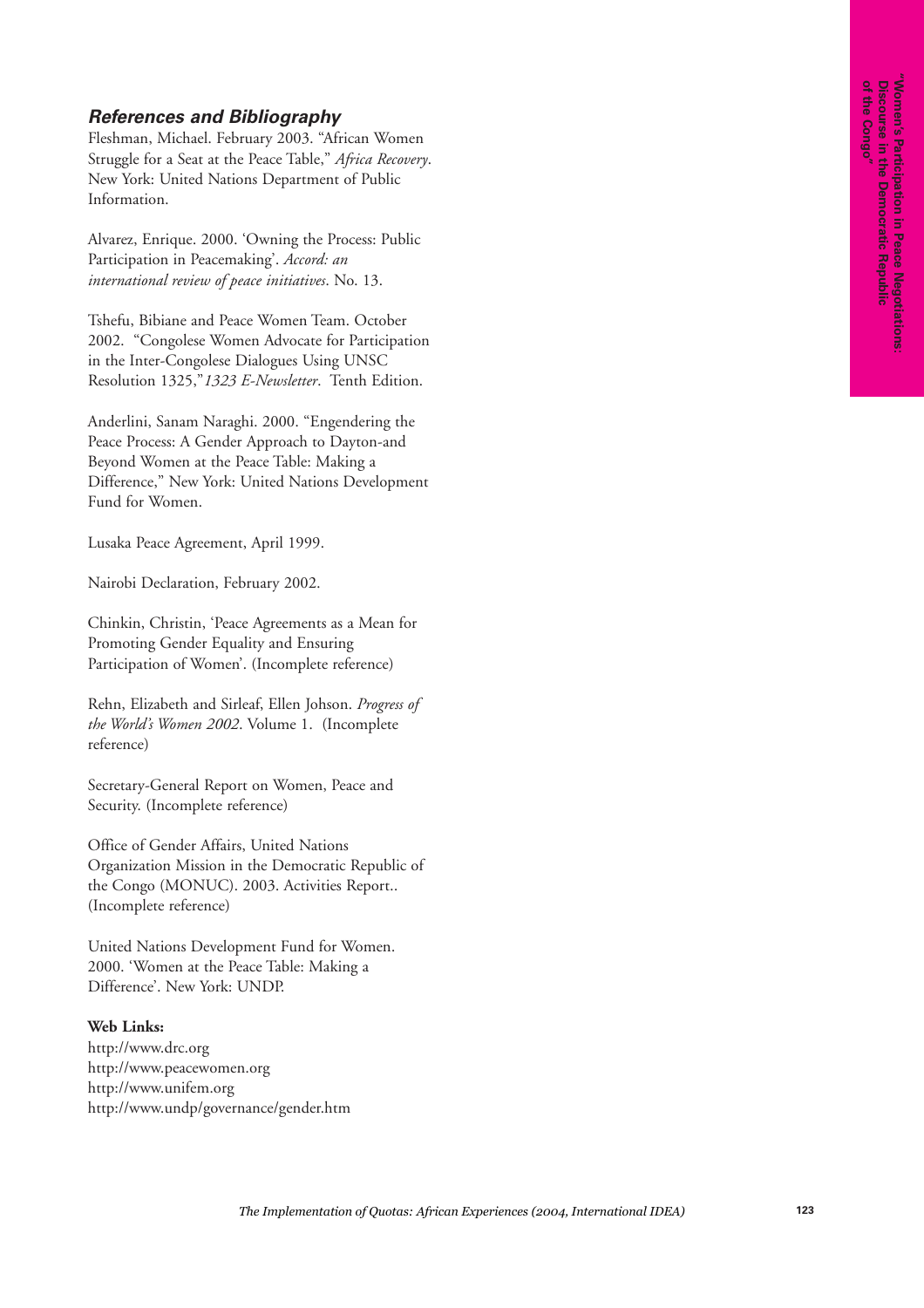### *References and Bibliography*

Fleshman, Michael. February 2003. "African Women Struggle for a Seat at the Peace Table," *Africa Recovery*. New York: United Nations Department of Public Information.

Alvarez, Enrique. 2000. 'Owning the Process: Public Participation in Peacemaking'. *Accord: an international review of peace initiatives*. No. 13.

Tshefu, Bibiane and Peace Women Team. October 2002. "Congolese Women Advocate for Participation in the Inter-Congolese Dialogues Using UNSC Resolution 1325,"*1323 E-Newsletter*. Tenth Edition.

Anderlini, Sanam Naraghi. 2000. "Engendering the Peace Process: A Gender Approach to Dayton-and Beyond Women at the Peace Table: Making a Difference," New York: United Nations Development Fund for Women.

Lusaka Peace Agreement, April 1999.

Nairobi Declaration, February 2002.

Chinkin, Christin, 'Peace Agreements as a Mean for Promoting Gender Equality and Ensuring Participation of Women'. (Incomplete reference)

Rehn, Elizabeth and Sirleaf, Ellen Johson. *Progress of the World's Women 2002*. Volume 1. (Incomplete reference)

Secretary-General Report on Women, Peace and Security. (Incomplete reference)

Office of Gender Affairs, United Nations Organization Mission in the Democratic Republic of the Congo (MONUC). 2003. Activities Report.. (Incomplete reference)

United Nations Development Fund for Women. 2000. 'Women at the Peace Table: Making a Difference'. New York: UNDP.

**Web Links:**

http://www.drc.org
http://www.peacewomen.org
http://www.unifem.org
http://www.undp/governance/gender.htm